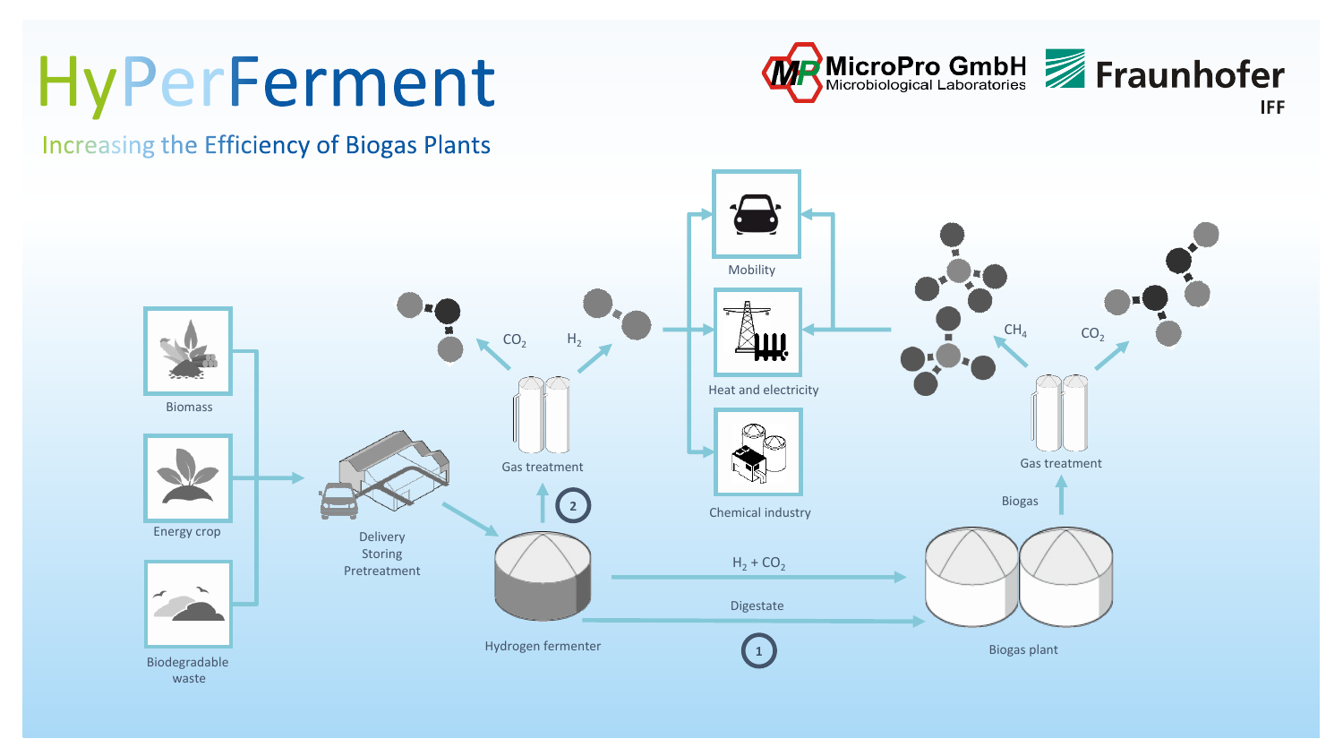# HyPerFerment

## Increasing the Efficiency of Biogas Plants

MicroPro GmbH Microbiological Laboratories

Fraunhofer IFF

Biomass

Energy crop

Biodegradable waste

Delivery Storing Pretreatment

Hydrogen fermenter

Gas treatment

2

$CO_2$

$H_2$

Mobility

Heat and electricity

Chemical industry

$H_2 + CO_2$

Digestate

1

Biogas plant

Biogas

Gas treatment

$CH_4$

$CO_2$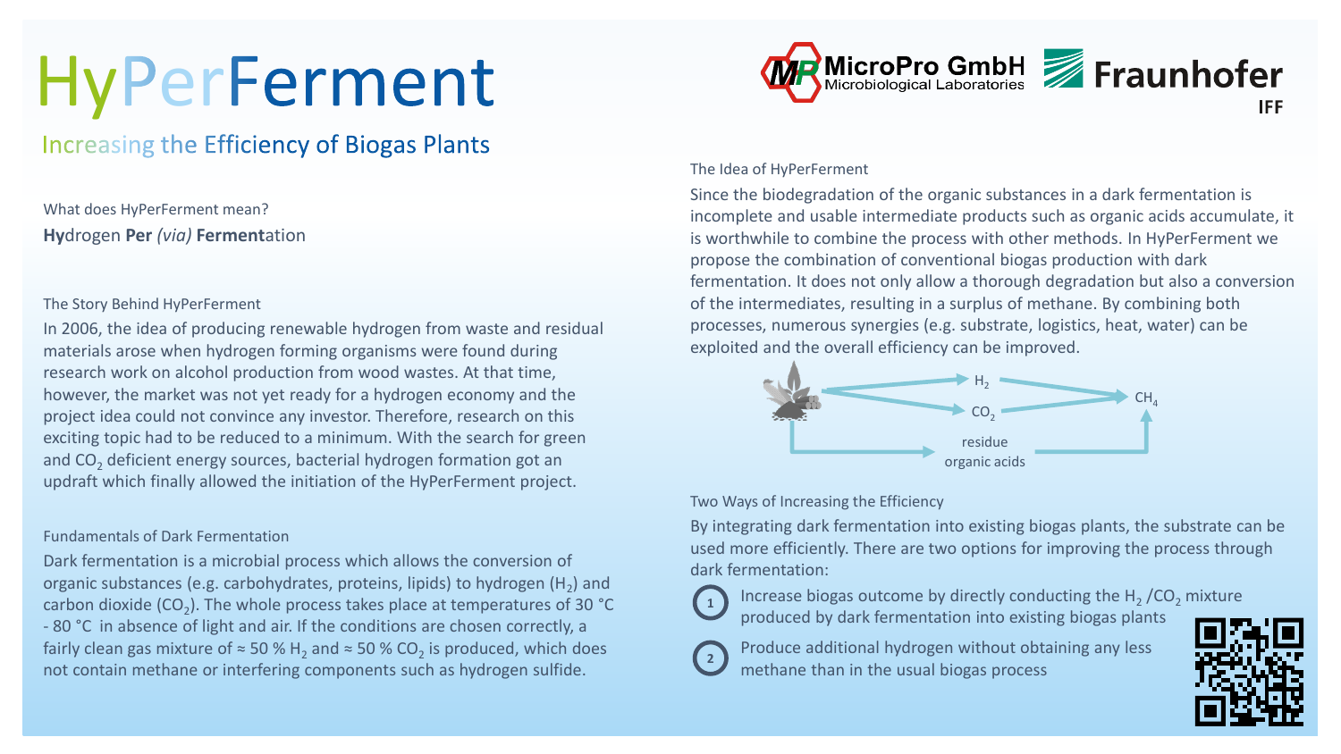# HyPerFerment

## Increasing the Efficiency of Biogas Plants

MicroPro GmbH Microbiological Laboratories

Fraunhofer IFF

### What does HyPerFerment mean?

**Hy**drogen **Per** *(via)* **Ferment**ation

### The Story Behind HyPerFerment

In 2006, the idea of producing renewable hydrogen from waste and residual materials arose when hydrogen forming organisms were found during research work on alcohol production from wood wastes. At that time, however, the market was not yet ready for a hydrogen economy and the project idea could not convince any investor. Therefore, research on this exciting topic had to be reduced to a minimum. With the search for green and $CO_2$ deficient energy sources, bacterial hydrogen formation got an updraft which finally allowed the initiation of the HyPerFerment project.

### Fundamentals of Dark Fermentation

Dark fermentation is a microbial process which allows the conversion of organic substances (e.g. carbohydrates, proteins, lipids) to hydrogen ($H_2$) and carbon dioxide ($CO_2$). The whole process takes place at temperatures of 30 °C - 80 °C in absence of light and air. If the conditions are chosen correctly, a fairly clean gas mixture of ≈ 50 % $H_2$ and ≈ 50 % $CO_2$ is produced, which does not contain methane or interfering components such as hydrogen sulfide.

### The Idea of HyPerFerment

Since the biodegradation of the organic substances in a dark fermentation is incomplete and usable intermediate products such as organic acids accumulate, it is worthwhile to combine the process with other methods. In HyPerFerment we propose the combination of conventional biogas production with dark fermentation. It does not only allow a thorough degradation but also a conversion of the intermediates, resulting in a surplus of methane. By combining both processes, numerous synergies (e.g. substrate, logistics, heat, water) can be exploited and the overall efficiency can be improved.

$H_2$

$CO_2$

$CH_4$

residue
organic acids

### Two Ways of Increasing the Efficiency

By integrating dark fermentation into existing biogas plants, the substrate can be used more efficiently. There are two options for improving the process through dark fermentation:

1. Increase biogas outcome by directly conducting the $H_2$ /$CO_2$ mixture produced by dark fermentation into existing biogas plants
2. Produce additional hydrogen without obtaining any less methane than in the usual biogas process